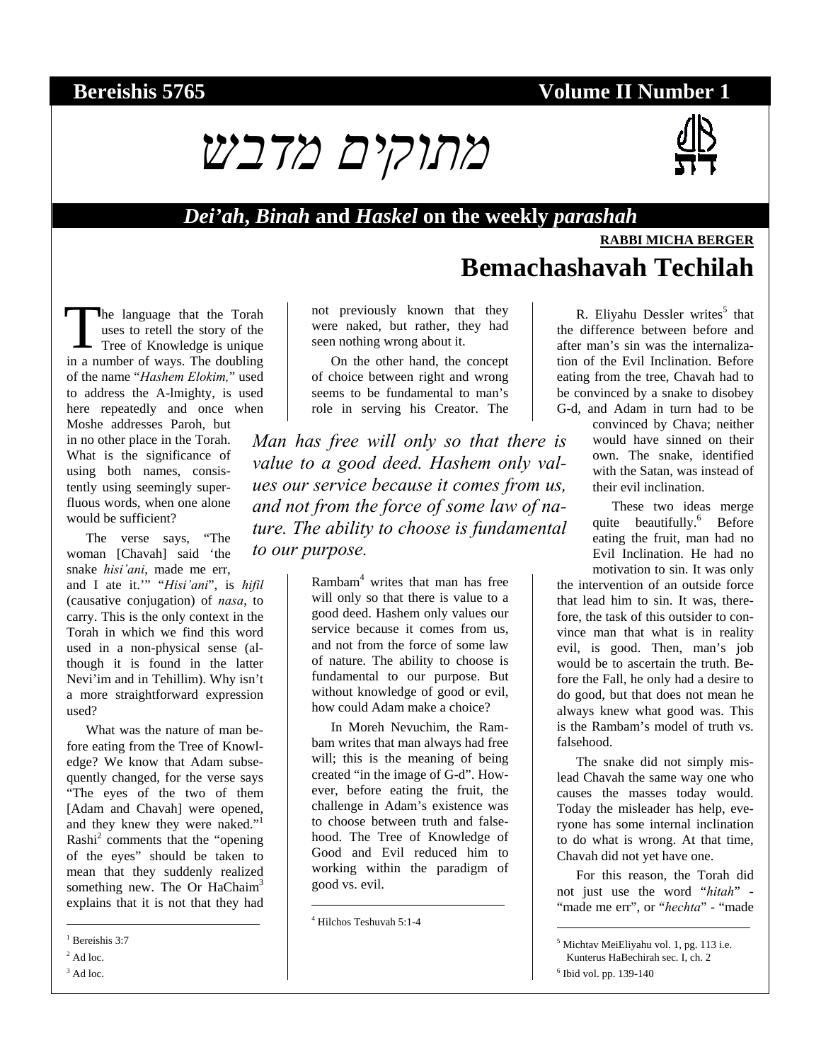**Bereishis 5765** **Volume II Number 1**

# מתוקים מדבש

## *Dei'ah*, *Binah* and *Haskel* on the weekly *parashah*

**RABBI MICHA BERGER**

# Bemachashavah Techilah

The language that the Torah uses to retell the story of the Tree of Knowledge is unique in a number of ways. The doubling of the name "*Hashem Elokim,*" used to address the A-lmighty, is used here repeatedly and once when Moshe addresses Paroh, but in no other place in the Torah. What is the significance of using both names, consistently using seemingly superfluous words, when one alone would be sufficient?

The verse says, "The woman [Chavah] said 'the snake *hisi'ani*, made me err, and I ate it.'" "*Hisi'ani*", is *hifil* (causative conjugation) of *nasa*, to carry. This is the only context in the Torah in which we find this word used in a non-physical sense (although it is found in the latter Nevi'im and in Tehillim). Why isn't a more straightforward expression used?

What was the nature of man before eating from the Tree of Knowledge? We know that Adam subsequently changed, for the verse says "The eyes of the two of them [Adam and Chavah] were opened, and they knew they were naked."[1] Rashi[2] comments that the "opening of the eyes" should be taken to mean that they suddenly realized something new. The Or HaChaim[3] explains that it is not that they had not previously known that they were naked, but rather, they had seen nothing wrong about it.

On the other hand, the concept of choice between right and wrong seems to be fundamental to man's role in serving his Creator. The Rambam[4] writes that man has free will only so that there is value to a good deed. Hashem only values our service because it comes from us, and not from the force of some law of nature. The ability to choose is fundamental to our purpose. But without knowledge of good or evil, how could Adam make a choice?

> *Man has free will only so that there is value to a good deed. Hashem only values our service because it comes from us, and not from the force of some law of nature. The ability to choose is fundamental to our purpose.*

In Moreh Nevuchim, the Rambam writes that man always had free will; this is the meaning of being created "in the image of G-d". However, before eating the fruit, the challenge in Adam's existence was to choose between truth and falsehood. The Tree of Knowledge of Good and Evil reduced him to working within the paradigm of good vs. evil.

R. Eliyahu Dessler writes[5] that the difference between before and after man's sin was the internalization of the Evil Inclination. Before eating from the tree, Chavah had to be convinced by a snake to disobey G-d, and Adam in turn had to be convinced by Chava; neither would have sinned on their own. The snake, identified with the Satan, was instead of their evil inclination.

These two ideas merge quite beautifully.[6] Before eating the fruit, man had no Evil Inclination. He had no motivation to sin. It was only the intervention of an outside force that lead him to sin. It was, therefore, the task of this outsider to convince man that what is in reality evil, is good. Then, man's job would be to ascertain the truth. Before the Fall, he only had a desire to do good, but that does not mean he always knew what good was. This is the Rambam's model of truth vs. falsehood.

The snake did not simply mislead Chavah the same way one who causes the masses today would. Today the misleader has help, everyone has some internal inclination to do what is wrong. At that time, Chavah did not yet have one.

For this reason, the Torah did not just use the word "*hitah*" - "made me err", or "*hechta*" - "made

---

[1] Bereishis 3:7

[2] Ad loc.

[3] Ad loc.

[4] Hilchos Teshuvah 5:1-4

[5] Michtav MeiEliyahu vol. 1, pg. 113 i.e. Kunterus HaBechirah sec. I, ch. 2

[6] Ibid vol. pp. 139-140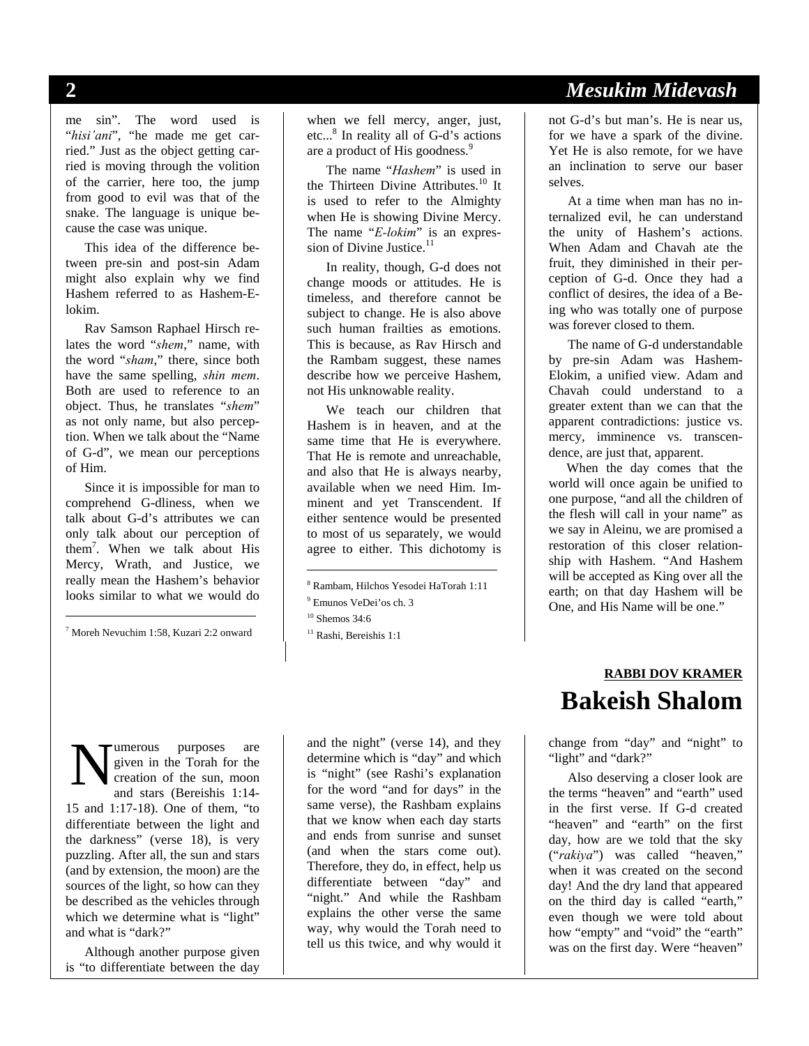me sin". The word used is "*hisi'ani*", "he made me get carried." Just as the object getting carried is moving through the volition of the carrier, here too, the jump from good to evil was that of the snake. The language is unique because the case was unique.

This idea of the difference between pre-sin and post-sin Adam might also explain why we find Hashem referred to as Hashem-Elokim.

Rav Samson Raphael Hirsch relates the word "*shem*," name, with the word "*sham*," there, since both have the same spelling, *shin mem*. Both are used to reference to an object. Thus, he translates "*shem*" as not only name, but also perception. When we talk about the "Name of G-d", we mean our perceptions of Him.

Since it is impossible for man to comprehend G-dliness, when we talk about G-d's attributes we can only talk about our perception of them[7]. When we talk about His Mercy, Wrath, and Justice, we really mean the Hashem's behavior looks similar to what we would do when we fell mercy, anger, just, etc...[8] In reality all of G-d's actions are a product of His goodness.[9]

The name "*Hashem*" is used in the Thirteen Divine Attributes.[10] It is used to refer to the Almighty when He is showing Divine Mercy. The name "*E-lokim*" is an expression of Divine Justice.[11]

In reality, though, G-d does not change moods or attitudes. He is timeless, and therefore cannot be subject to change. He is also above such human frailties as emotions. This is because, as Rav Hirsch and the Rambam suggest, these names describe how we perceive Hashem, not His unknowable reality.

We teach our children that Hashem is in heaven, and at the same time that He is everywhere. That He is remote and unreachable, and also that He is always nearby, available when we need Him. Imminent and yet Transcendent. If either sentence would be presented to most of us separately, we would agree to either. This dichotomy is not G-d's but man's. He is near us, for we have a spark of the divine. Yet He is also remote, for we have an inclination to serve our baser selves.

At a time when man has no internalized evil, he can understand the unity of Hashem's actions. When Adam and Chavah ate the fruit, they diminished in their perception of G-d. Once they had a conflict of desires, the idea of a Being who was totally one of purpose was forever closed to them.

The name of G-d understandable by pre-sin Adam was Hashem-Elokim, a unified view. Adam and Chavah could understand to a greater extent than we can that the apparent contradictions: justice vs. mercy, imminence vs. transcendence, are just that, apparent.

When the day comes that the world will once again be unified to one purpose, "and all the children of the flesh will call in your name" as we say in Aleinu, we are promised a restoration of this closer relationship with Hashem. "And Hashem will be accepted as King over all the earth; on that day Hashem will be One, and His Name will be one."

[7] Moreh Nevuchim 1:58, Kuzari 2:2 onward

[8] Rambam, Hilchos Yesodei HaTorah 1:11

[9] Emunos VeDei'os ch. 3

[10] Shemos 34:6

[11] Rashi, Bereishis 1:1

**RABBI DOV KRAMER**

# Bakeish Shalom

Numerous purposes are given in the Torah for the creation of the sun, moon and stars (Bereishis 1:14-15 and 1:17-18). One of them, "to differentiate between the light and the darkness" (verse 18), is very puzzling. After all, the sun and stars (and by extension, the moon) are the sources of the light, so how can they be described as the vehicles through which we determine what is "light" and what is "dark?"

Although another purpose given is "to differentiate between the day and the night" (verse 14), and they determine which is "day" and which is "night" (see Rashi's explanation for the word "and for days" in the same verse), the Rashbam explains that we know when each day starts and ends from sunrise and sunset (and when the stars come out). Therefore, they do, in effect, help us differentiate between "day" and "night." And while the Rashbam explains the other verse the same way, why would the Torah need to tell us this twice, and why would it change from "day" and "night" to "light" and "dark?"

Also deserving a closer look are the terms "heaven" and "earth" used in the first verse. If G-d created "heaven" and "earth" on the first day, how are we told that the sky ("*rakiya*") was called "heaven," when it was created on the second day! And the dry land that appeared on the third day is called "earth," even though we were told about how "empty" and "void" the "earth" was on the first day. Were "heaven"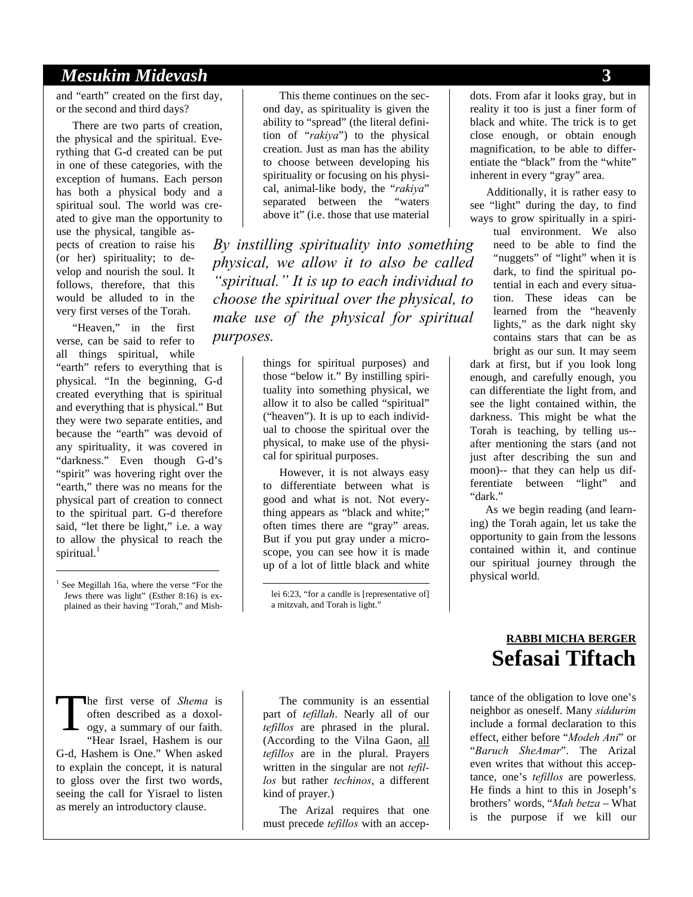and "earth" created on the first day, or the second and third days?

There are two parts of creation, the physical and the spiritual. Everything that G-d created can be put in one of these categories, with the exception of humans. Each person has both a physical body and a spiritual soul. The world was created to give man the opportunity to use the physical, tangible aspects of creation to raise his (or her) spirituality; to develop and nourish the soul. It follows, therefore, that this would be alluded to in the very first verses of the Torah.

"Heaven," in the first verse, can be said to refer to all things spiritual, while "earth" refers to everything that is physical. "In the beginning, G-d created everything that is spiritual and everything that is physical." But they were two separate entities, and because the "earth" was devoid of any spirituality, it was covered in "darkness." Even though G-d's "spirit" was hovering right over the "earth," there was no means for the physical part of creation to connect to the spiritual part. G-d therefore said, "let there be light," i.e. a way to allow the physical to reach the spiritual.[1]

This theme continues on the second day, as spirituality is given the ability to "spread" (the literal definition of "*rakiya*") to the physical creation. Just as man has the ability to choose between developing his spirituality or focusing on his physical, animal-like body, the "*rakiya*" separated between the "waters above it" (i.e. those that use material things for spiritual purposes) and those "below it." By instilling spirituality into something physical, we allow it to also be called "spiritual" ("heaven"). It is up to each individual to choose the spiritual over the physical, to make use of the physical for spiritual purposes.

*By instilling spirituality into something physical, we allow it to also be called "spiritual." It is up to each individual to choose the spiritual over the physical, to make use of the physical for spiritual purposes.*

However, it is not always easy to differentiate between what is good and what is not. Not everything appears as "black and white;" often times there are "gray" areas. But if you put gray under a microscope, you can see how it is made up of a lot of little black and white dots. From afar it looks gray, but in reality it too is just a finer form of black and white. The trick is to get close enough, or obtain enough magnification, to be able to differentiate the "black" from the "white" inherent in every "gray" area.

Additionally, it is rather easy to see "light" during the day, to find ways to grow spiritually in a spiritual environment. We also need to be able to find the "nuggets" of "light" when it is dark, to find the spiritual potential in each and every situation. These ideas can be learned from the "heavenly lights," as the dark night sky contains stars that can be as bright as our sun. It may seem dark at first, but if you look long enough, and carefully enough, you can differentiate the light from, and see the light contained within, the darkness. This might be what the Torah is teaching, by telling us--after mentioning the stars (and not just after describing the sun and moon)-- that they can help us differentiate between "light" and "dark."

As we begin reading (and learning) the Torah again, let us take the opportunity to gain from the lessons contained within it, and continue our spiritual journey through the physical world.

[1] See Megillah 16a, where the verse "For the Jews there was light" (Esther 8:16) is explained as their having "Torah," and Mishlei 6:23, "for a candle is [representative of] a mitzvah, and Torah is light."

**RABBI MICHA BERGER**

# Sefasai Tiftach

The first verse of *Shema* is often described as a doxology, a summary of our faith. "Hear Israel, Hashem is our G-d, Hashem is One." When asked to explain the concept, it is natural to gloss over the first two words, seeing the call for Yisrael to listen as merely an introductory clause.

The community is an essential part of *tefillah*. Nearly all of our *tefillos* are phrased in the plural. (According to the Vilna Gaon, all *tefillos* are in the plural. Prayers written in the singular are not *tefillos* but rather *techinos*, a different kind of prayer.)

The Arizal requires that one must precede *tefillos* with an acceptance of the obligation to love one's neighbor as oneself. Many *siddurim* include a formal declaration to this effect, either before "*Modeh Ani*" or "*Baruch SheAmar*". The Arizal even writes that without this acceptance, one's *tefillos* are powerless. He finds a hint to this in Joseph's brothers' words, "*Mah betza* – What is the purpose if we kill our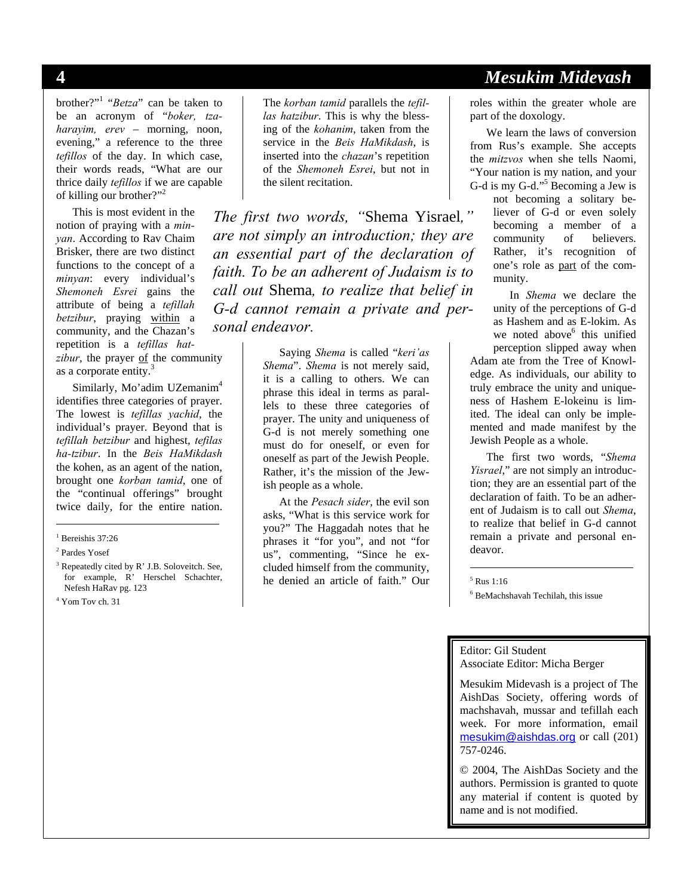brother?"[1] "*Betza*" can be taken to be an acronym of "*boker, tzaharayim, erev* – morning, noon, evening," a reference to the three *tefillos* of the day. In which case, their words reads, "What are our thrice daily *tefillos* if we are capable of killing our brother?"[2]

This is most evident in the notion of praying with a *minyan*. According to Rav Chaim Brisker, there are two distinct functions to the concept of a *minyan*: every individual's *Shemoneh Esrei* gains the attribute of being a *tefillah betzibur*, praying within a community, and the Chazan's repetition is a *tefillas hatzibur*, the prayer of the community as a corporate entity.[3]

Similarly, Mo'adim UZemanim[4] identifies three categories of prayer. The lowest is *tefillas yachid*, the individual's prayer. Beyond that is *tefillah betzibur* and highest, *tefilas ha-tzibur*. In the *Beis HaMikdash* the kohen, as an agent of the nation, brought one *korban tamid*, one of the "continual offerings" brought twice daily, for the entire nation. The *korban tamid* parallels the *tefillas hatzibur*. This is why the blessing of the *kohanim*, taken from the service in the *Beis HaMikdash*, is inserted into the *chazan*'s repetition of the *Shemoneh Esrei*, but not in the silent recitation.

*The first two words, "*Shema Yisrael*," are not simply an introduction; they are an essential part of the declaration of faith. To be an adherent of Judaism is to call out* Shema*, to realize that belief in G-d cannot remain a private and personal endeavor.*

Saying *Shema* is called "*keri'as Shema*". *Shema* is not merely said, it is a calling to others. We can phrase this ideal in terms as parallels to these three categories of prayer. The unity and uniqueness of G-d is not merely something one must do for oneself, or even for oneself as part of the Jewish People. Rather, it's the mission of the Jewish people as a whole.

At the *Pesach sider*, the evil son asks, "What is this service work for you?" The Haggadah notes that he phrases it "for you", and not "for us", commenting, "Since he excluded himself from the community, he denied an article of faith." Our roles within the greater whole are part of the doxology.

We learn the laws of conversion from Rus's example. She accepts the *mitzvos* when she tells Naomi, "Your nation is my nation, and your G-d is my G-d."[5] Becoming a Jew is not becoming a solitary believer of G-d or even solely becoming a member of a community of believers. Rather, it's recognition of one's role as part of the community.

In *Shema* we declare the unity of the perceptions of G-d as Hashem and as E-lokim. As we noted above[6] this unified perception slipped away when Adam ate from the Tree of Knowledge. As individuals, our ability to truly embrace the unity and uniqueness of Hashem E-lokeinu is limited. The ideal can only be implemented and made manifest by the Jewish People as a whole.

The first two words, "*Shema Yisrael*," are not simply an introduction; they are an essential part of the declaration of faith. To be an adherent of Judaism is to call out *Shema*, to realize that belief in G-d cannot remain a private and personal endeavor.

---

[1] Bereishis 37:26

[2] Pardes Yosef

[3] Repeatedly cited by R' J.B. Soloveitch. See, for example, R' Herschel Schachter, Nefesh HaRav pg. 123

[4] Yom Tov ch. 31

[5] Rus 1:16

[6] BeMachshavah Techilah, this issue

---

Editor: Gil Student
Associate Editor: Micha Berger

Mesukim Midevash is a project of The AishDas Society, offering words of machshavah, mussar and tefillah each week. For more information, email mesukim@aishdas.org or call (201) 757-0246.

© 2004, The AishDas Society and the authors. Permission is granted to quote any material if content is quoted by name and is not modified.